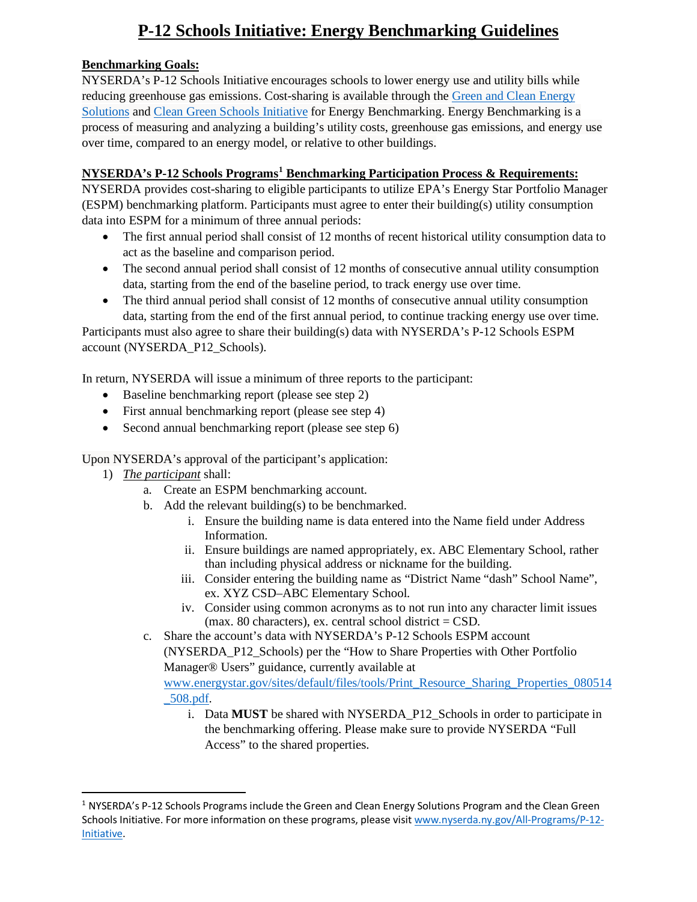# P-12 Schools Initiative: Energy Benchmarking Guidelines

**Benchmarking Goals:**

NYSERDA's P-12 Schools Initiative encourages schools to lower energy use and utility bills while reducing greenhouse gas emissions. Cost-sharing is available through the Green and Clean Energy Solutions and Clean Green Schools Initiative for Energy Benchmarking. Energy Benchmarking is a process of measuring and analyzing a building's utility costs, greenhouse gas emissions, and energy use over time, compared to an energy model, or relative to other buildings.

**NYSERDA's P-12 Schools Programs[1] Benchmarking Participation Process & Requirements:**

NYSERDA provides cost-sharing to eligible participants to utilize EPA's Energy Star Portfolio Manager (ESPM) benchmarking platform. Participants must agree to enter their building(s) utility consumption data into ESPM for a minimum of three annual periods:

- The first annual period shall consist of 12 months of recent historical utility consumption data to act as the baseline and comparison period.
- The second annual period shall consist of 12 months of consecutive annual utility consumption data, starting from the end of the baseline period, to track energy use over time.
- The third annual period shall consist of 12 months of consecutive annual utility consumption data, starting from the end of the first annual period, to continue tracking energy use over time.

Participants must also agree to share their building(s) data with NYSERDA's P-12 Schools ESPM account (NYSERDA_P12_Schools).

In return, NYSERDA will issue a minimum of three reports to the participant:

- Baseline benchmarking report (please see step 2)
- First annual benchmarking report (please see step 4)
- Second annual benchmarking report (please see step 6)

Upon NYSERDA's approval of the participant's application:

1) *The participant* shall:
   a. Create an ESPM benchmarking account.
   b. Add the relevant building(s) to be benchmarked.
      i. Ensure the building name is data entered into the Name field under Address Information.
      ii. Ensure buildings are named appropriately, ex. ABC Elementary School, rather than including physical address or nickname for the building.
      iii. Consider entering the building name as "District Name "dash" School Name", ex. XYZ CSD–ABC Elementary School.
      iv. Consider using common acronyms as to not run into any character limit issues (max. 80 characters), ex. central school district = CSD.
   c. Share the account's data with NYSERDA's P-12 Schools ESPM account (NYSERDA_P12_Schools) per the "How to Share Properties with Other Portfolio Manager® Users" guidance, currently available at www.energystar.gov/sites/default/files/tools/Print_Resource_Sharing_Properties_080514_508.pdf.
      i. Data **MUST** be shared with NYSERDA_P12_Schools in order to participate in the benchmarking offering. Please make sure to provide NYSERDA "Full Access" to the shared properties.

[1] NYSERDA's P-12 Schools Programs include the Green and Clean Energy Solutions Program and the Clean Green Schools Initiative. For more information on these programs, please visit www.nyserda.ny.gov/All-Programs/P-12-Initiative.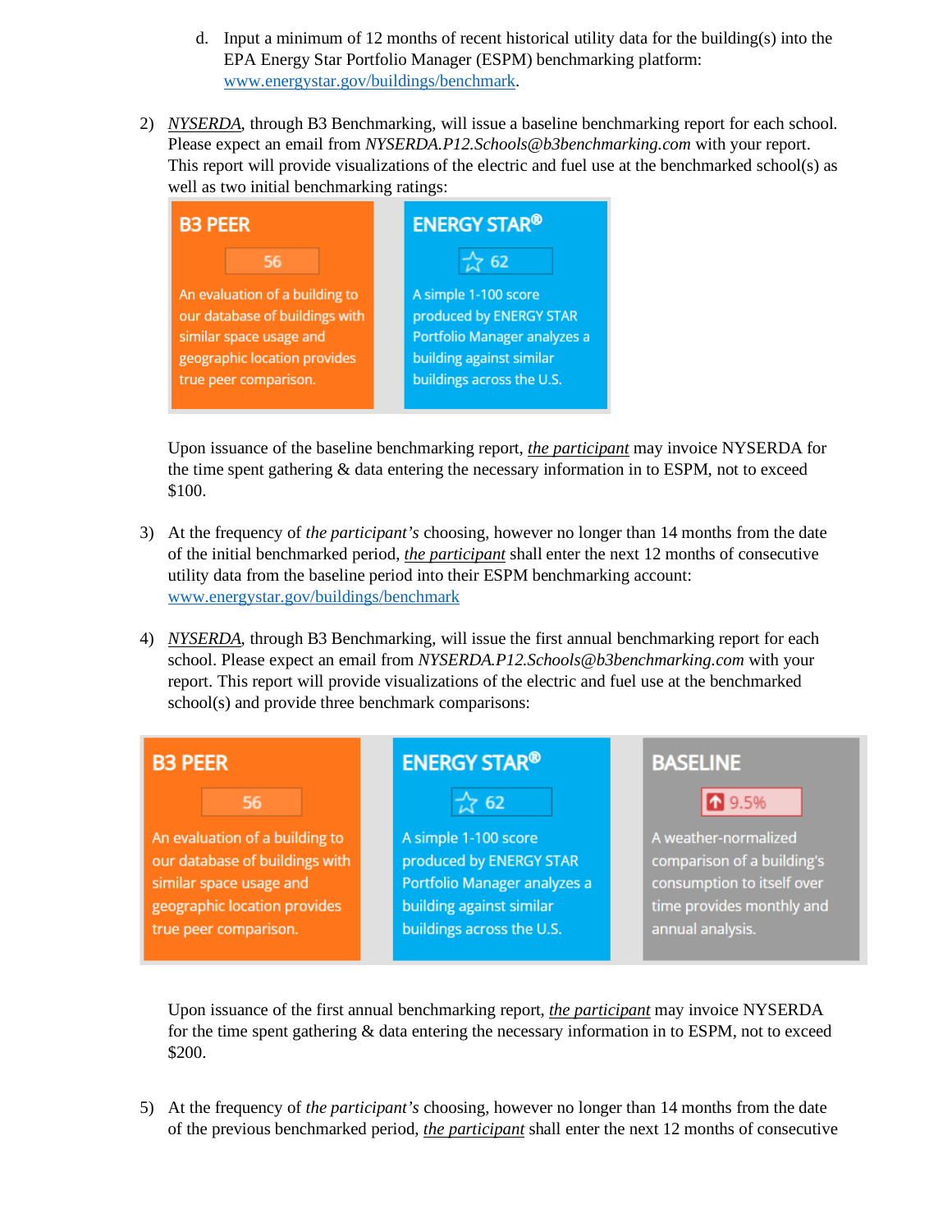d. Input a minimum of 12 months of recent historical utility data for the building(s) into the EPA Energy Star Portfolio Manager (ESPM) benchmarking platform: [www.energystar.gov/buildings/benchmark](www.energystar.gov/buildings/benchmark).

2) *NYSERDA*, through B3 Benchmarking, will issue a baseline benchmarking report for each school. Please expect an email from *NYSERDA.P12.Schools@b3benchmarking.com* with your report. This report will provide visualizations of the electric and fuel use at the benchmarked school(s) as well as two initial benchmarking ratings:

| B3 PEER | ENERGY STAR® |
|---|---|
| 56 | ☆ 62 |
| An evaluation of a building to our database of buildings with similar space usage and geographic location provides true peer comparison. | A simple 1-100 score produced by ENERGY STAR Portfolio Manager analyzes a building against similar buildings across the U.S. |

Upon issuance of the baseline benchmarking report, *the participant* may invoice NYSERDA for the time spent gathering & data entering the necessary information in to ESPM, not to exceed $100.

3) At the frequency of *the participant's* choosing, however no longer than 14 months from the date of the initial benchmarked period, *the participant* shall enter the next 12 months of consecutive utility data from the baseline period into their ESPM benchmarking account: [www.energystar.gov/buildings/benchmark](www.energystar.gov/buildings/benchmark)

4) *NYSERDA*, through B3 Benchmarking, will issue the first annual benchmarking report for each school. Please expect an email from *NYSERDA.P12.Schools@b3benchmarking.com* with your report. This report will provide visualizations of the electric and fuel use at the benchmarked school(s) and provide three benchmark comparisons:

| B3 PEER | ENERGY STAR® | BASELINE |
|---|---|---|
| 56 | ☆ 62 | ↑ 9.5% |
| An evaluation of a building to our database of buildings with similar space usage and geographic location provides true peer comparison. | A simple 1-100 score produced by ENERGY STAR Portfolio Manager analyzes a building against similar buildings across the U.S. | A weather-normalized comparison of a building's consumption to itself over time provides monthly and annual analysis. |

Upon issuance of the first annual benchmarking report, *the participant* may invoice NYSERDA for the time spent gathering & data entering the necessary information in to ESPM, not to exceed $200.

5) At the frequency of *the participant's* choosing, however no longer than 14 months from the date of the previous benchmarked period, *the participant* shall enter the next 12 months of consecutive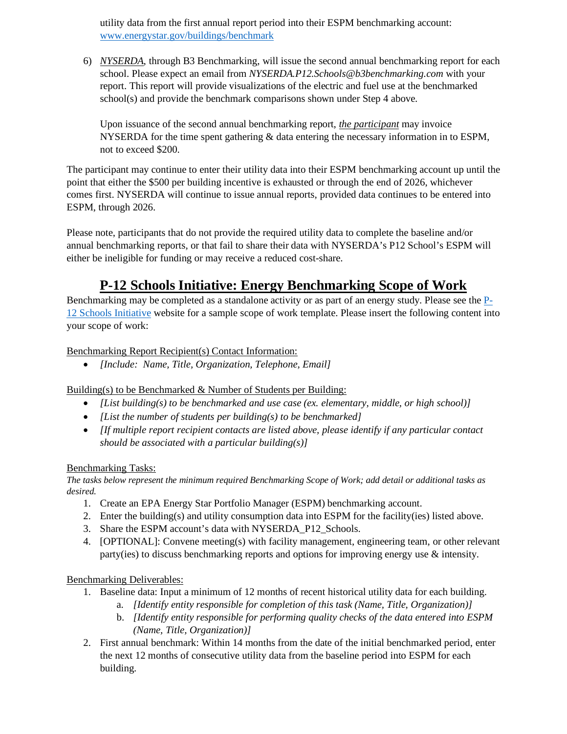utility data from the first annual report period into their ESPM benchmarking account: [www.energystar.gov/buildings/benchmark](http://www.energystar.gov/buildings/benchmark)

6) *NYSERDA*, through B3 Benchmarking, will issue the second annual benchmarking report for each school. Please expect an email from *NYSERDA.P12.Schools@b3benchmarking.com* with your report. This report will provide visualizations of the electric and fuel use at the benchmarked school(s) and provide the benchmark comparisons shown under Step 4 above.

   Upon issuance of the second annual benchmarking report, *the participant* may invoice NYSERDA for the time spent gathering & data entering the necessary information in to ESPM, not to exceed $200.

The participant may continue to enter their utility data into their ESPM benchmarking account up until the point that either the $500 per building incentive is exhausted or through the end of 2026, whichever comes first. NYSERDA will continue to issue annual reports, provided data continues to be entered into ESPM, through 2026.

Please note, participants that do not provide the required utility data to complete the baseline and/or annual benchmarking reports, or that fail to share their data with NYSERDA's P12 School's ESPM will either be ineligible for funding or may receive a reduced cost-share.

# P-12 Schools Initiative: Energy Benchmarking Scope of Work

Benchmarking may be completed as a standalone activity or as part of an energy study. Please see the P-12 Schools Initiative website for a sample scope of work template. Please insert the following content into your scope of work:

Benchmarking Report Recipient(s) Contact Information:

- *[Include: Name, Title, Organization, Telephone, Email]*

Building(s) to be Benchmarked & Number of Students per Building:

- *[List building(s) to be benchmarked and use case (ex. elementary, middle, or high school)]*
- *[List the number of students per building(s) to be benchmarked]*
- *[If multiple report recipient contacts are listed above, please identify if any particular contact should be associated with a particular building(s)]*

Benchmarking Tasks:

*The tasks below represent the minimum required Benchmarking Scope of Work; add detail or additional tasks as desired.*

1. Create an EPA Energy Star Portfolio Manager (ESPM) benchmarking account.
2. Enter the building(s) and utility consumption data into ESPM for the facility(ies) listed above.
3. Share the ESPM account's data with NYSERDA_P12_Schools.
4. [OPTIONAL]: Convene meeting(s) with facility management, engineering team, or other relevant party(ies) to discuss benchmarking reports and options for improving energy use & intensity.

Benchmarking Deliverables:

1. Baseline data: Input a minimum of 12 months of recent historical utility data for each building.
   a. *[Identify entity responsible for completion of this task (Name, Title, Organization)]*
   b. *[Identify entity responsible for performing quality checks of the data entered into ESPM (Name, Title, Organization)]*
2. First annual benchmark: Within 14 months from the date of the initial benchmarked period, enter the next 12 months of consecutive utility data from the baseline period into ESPM for each building.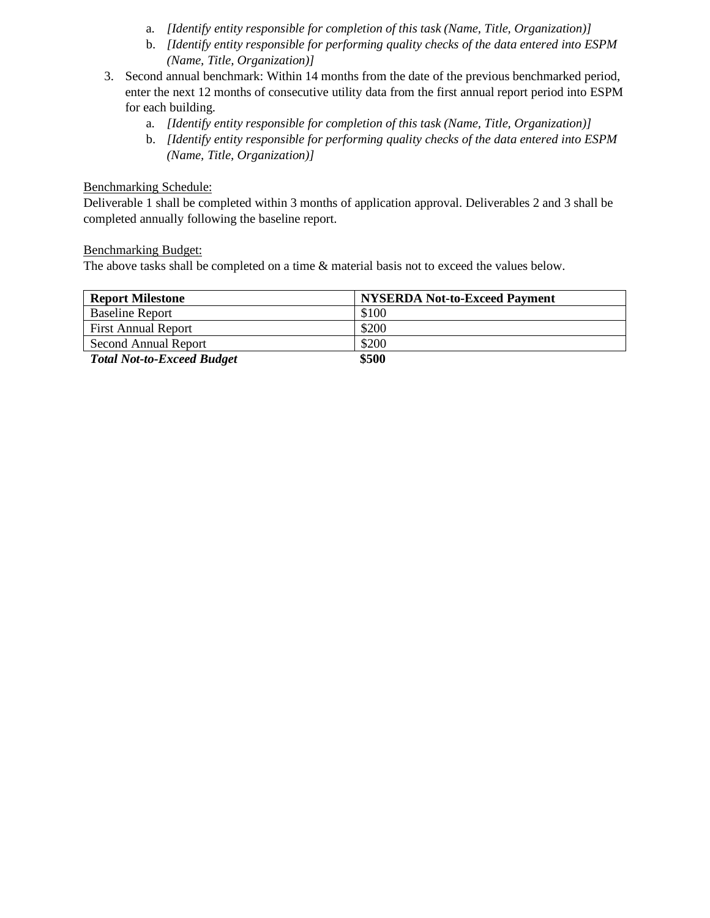a. *[Identify entity responsible for completion of this task (Name, Title, Organization)]*
   b. *[Identify entity responsible for performing quality checks of the data entered into ESPM (Name, Title, Organization)]*

3. Second annual benchmark: Within 14 months from the date of the previous benchmarked period, enter the next 12 months of consecutive utility data from the first annual report period into ESPM for each building.
   a. *[Identify entity responsible for completion of this task (Name, Title, Organization)]*
   b. *[Identify entity responsible for performing quality checks of the data entered into ESPM (Name, Title, Organization)]*

<u>Benchmarking Schedule:</u>
Deliverable 1 shall be completed within 3 months of application approval. Deliverables 2 and 3 shall be completed annually following the baseline report.

<u>Benchmarking Budget:</u>
The above tasks shall be completed on a time & material basis not to exceed the values below.

| **Report Milestone** | **NYSERDA Not-to-Exceed Payment** |
|---|---|
| Baseline Report | $100 |
| First Annual Report | $200 |
| Second Annual Report | $200 |
| ***Total Not-to-Exceed Budget*** | **$500** |